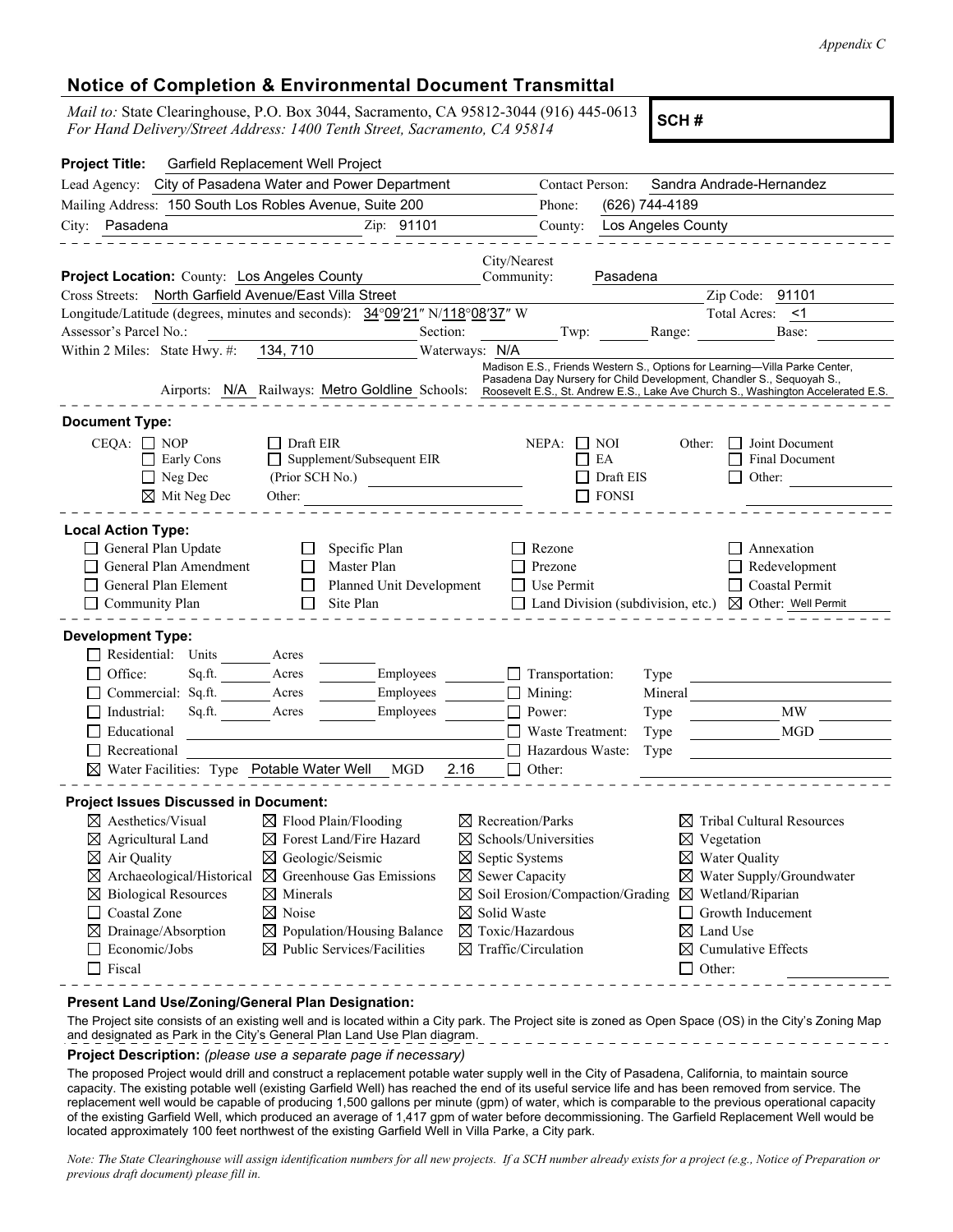*Appendix C*

## Notice of Completion & Environmental Document Transmittal

*Mail to:* State Clearinghouse, P.O. Box 3044, Sacramento, CA 95812-3044 (916) 445-0613
*For Hand Delivery/Street Address: 1400 Tenth Street, Sacramento, CA 95814*

**SCH #**

**Project Title:** Garfield Replacement Well Project

Lead Agency: City of Pasadena Water and Power Department — Contact Person: Sandra Andrade-Hernandez

Mailing Address: 150 South Los Robles Avenue, Suite 200 — Phone: (626) 744-4189

City: Pasadena — Zip: 91101 — County: Los Angeles County

---

**Project Location:** County: Los Angeles County — City/Nearest Community: Pasadena

Cross Streets: North Garfield Avenue/East Villa Street — Zip Code: 91101

Longitude/Latitude (degrees, minutes and seconds): 34°09′21″ N/118°08′37″ W — Total Acres: <1

Assessor's Parcel No.: — Section: — Twp: — Range: — Base:

Within 2 Miles: State Hwy. #: 134, 710 — Waterways: N/A

Airports: N/A — Railways: Metro Goldline — Schools: Madison E.S., Friends Western S., Options for Learning—Villa Parke Center, Pasadena Day Nursery for Child Development, Chandler S., Sequoyah S., Roosevelt E.S., St. Andrew E.S., Lake Ave Church S., Washington Accelerated E.S.

---

**Document Type:**

CEQA:
- ☐ NOP
- ☐ Early Cons
- ☐ Neg Dec
- ☒ Mit Neg Dec
- ☐ Draft EIR
- ☐ Supplement/Subsequent EIR (Prior SCH No.)
- Other:

NEPA:
- ☐ NOI
- ☐ EA
- ☐ Draft EIS
- ☐ FONSI

Other:
- ☐ Joint Document
- ☐ Final Document
- ☐ Other:

---

**Local Action Type:**

- ☐ General Plan Update
- ☐ General Plan Amendment
- ☐ General Plan Element
- ☐ Community Plan
- ☐ Specific Plan
- ☐ Master Plan
- ☐ Planned Unit Development
- ☐ Site Plan
- ☐ Rezone
- ☐ Prezone
- ☐ Use Permit
- ☐ Land Division (subdivision, etc.)
- ☐ Annexation
- ☐ Redevelopment
- ☐ Coastal Permit
- ☒ Other: Well Permit

---

**Development Type:**

- ☐ Residential: Units ___ Acres ___
- ☐ Office: Sq.ft. ___ Acres ___ Employees ___
- ☐ Commercial: Sq.ft. ___ Acres ___ Employees ___
- ☐ Industrial: Sq.ft. ___ Acres ___ Employees ___
- ☐ Educational
- ☐ Recreational
- ☒ Water Facilities: Type Potable Water Well MGD 2.16
- ☐ Transportation: Type
- ☐ Mining: Mineral
- ☐ Power: Type ___ MW
- ☐ Waste Treatment: Type ___ MGD
- ☐ Hazardous Waste: Type
- ☐ Other:

---

**Project Issues Discussed in Document:**

- ☒ Aesthetics/Visual
- ☒ Agricultural Land
- ☒ Air Quality
- ☒ Archaeological/Historical
- ☒ Biological Resources
- ☐ Coastal Zone
- ☒ Drainage/Absorption
- ☐ Economic/Jobs
- ☐ Fiscal
- ☒ Flood Plain/Flooding
- ☒ Forest Land/Fire Hazard
- ☒ Geologic/Seismic
- ☒ Greenhouse Gas Emissions
- ☒ Minerals
- ☒ Noise
- ☒ Population/Housing Balance
- ☒ Public Services/Facilities
- ☒ Recreation/Parks
- ☒ Schools/Universities
- ☒ Septic Systems
- ☒ Sewer Capacity
- ☒ Soil Erosion/Compaction/Grading
- ☒ Solid Waste
- ☒ Toxic/Hazardous
- ☒ Traffic/Circulation
- ☒ Tribal Cultural Resources
- ☒ Vegetation
- ☒ Water Quality
- ☒ Water Supply/Groundwater
- ☒ Wetland/Riparian
- ☐ Growth Inducement
- ☒ Land Use
- ☒ Cumulative Effects
- ☐ Other:

---

**Present Land Use/Zoning/General Plan Designation:**

The Project site consists of an existing well and is located within a City park. The Project site is zoned as Open Space (OS) in the City's Zoning Map and designated as Park in the City's General Plan Land Use Plan diagram.

**Project Description:** *(please use a separate page if necessary)*

The proposed Project would drill and construct a replacement potable water supply well in the City of Pasadena, California, to maintain source capacity. The existing potable well (existing Garfield Well) has reached the end of its useful service life and has been removed from service. The replacement well would be capable of producing 1,500 gallons per minute (gpm) of water, which is comparable to the previous operational capacity of the existing Garfield Well, which produced an average of 1,417 gpm of water before decommissioning. The Garfield Replacement Well would be located approximately 100 feet northwest of the existing Garfield Well in Villa Parke, a City park.

*Note: The State Clearinghouse will assign identification numbers for all new projects. If a SCH number already exists for a project (e.g., Notice of Preparation or previous draft document) please fill in.*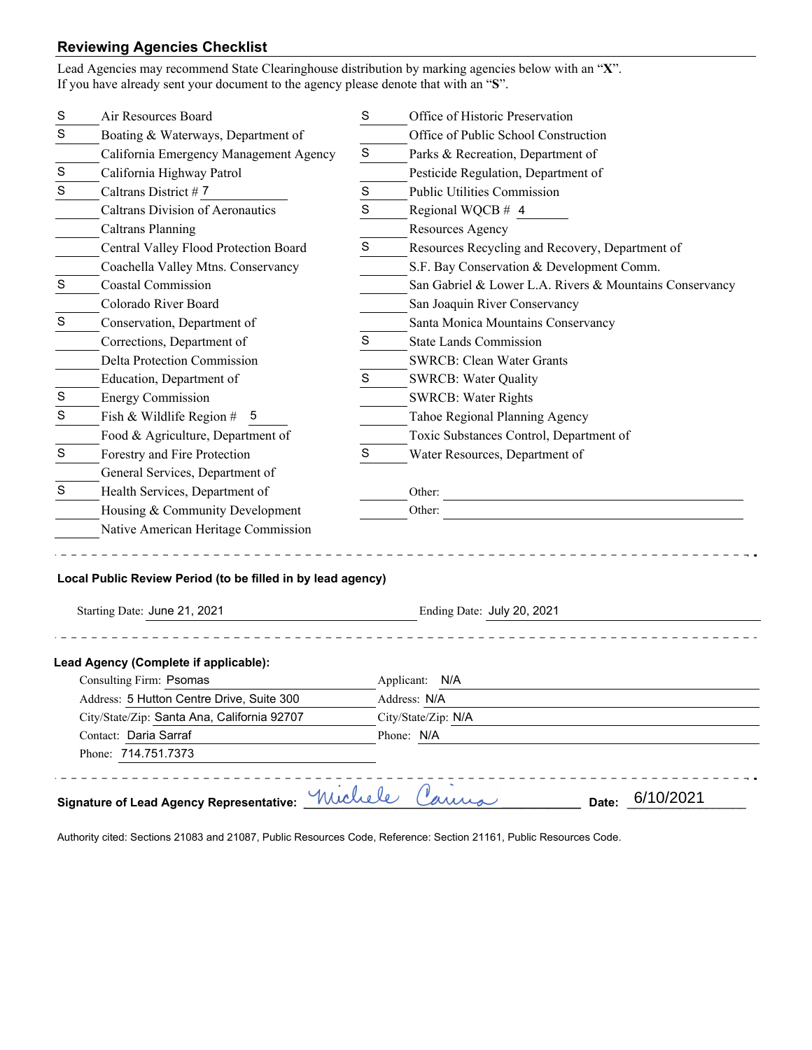## Reviewing Agencies Checklist

Lead Agencies may recommend State Clearinghouse distribution by marking agencies below with an "**X**".
If you have already sent your document to the agency please denote that with an "**S**".

| | | | |
|---|---|---|---|
| S | Air Resources Board | S | Office of Historic Preservation |
| S | Boating & Waterways, Department of | | Office of Public School Construction |
| | California Emergency Management Agency | S | Parks & Recreation, Department of |
| S | California Highway Patrol | | Pesticide Regulation, Department of |
| S | Caltrans District # 7 | S | Public Utilities Commission |
| | Caltrans Division of Aeronautics | S | Regional WQCB # 4 |
| | Caltrans Planning | | Resources Agency |
| | Central Valley Flood Protection Board | S | Resources Recycling and Recovery, Department of |
| | Coachella Valley Mtns. Conservancy | | S.F. Bay Conservation & Development Comm. |
| S | Coastal Commission | | San Gabriel & Lower L.A. Rivers & Mountains Conservancy |
| | Colorado River Board | | San Joaquin River Conservancy |
| S | Conservation, Department of | | Santa Monica Mountains Conservancy |
| | Corrections, Department of | S | State Lands Commission |
| | Delta Protection Commission | | SWRCB: Clean Water Grants |
| | Education, Department of | S | SWRCB: Water Quality |
| S | Energy Commission | | SWRCB: Water Rights |
| S | Fish & Wildlife Region # 5 | | Tahoe Regional Planning Agency |
| | Food & Agriculture, Department of | | Toxic Substances Control, Department of |
| S | Forestry and Fire Protection | S | Water Resources, Department of |
| | General Services, Department of | | |
| S | Health Services, Department of | | Other: |
| | Housing & Community Development | | Other: |
| | Native American Heritage Commission | | |

---

**Local Public Review Period (to be filled in by lead agency)**

Starting Date: June 21, 2021 Ending Date: July 20, 2021

---

**Lead Agency (Complete if applicable):**

Consulting Firm: Psomas
Address: 5 Hutton Centre Drive, Suite 300
City/State/Zip: Santa Ana, California 92707
Contact: Daria Sarraf
Phone: 714.751.7373

Applicant: N/A
Address: N/A
City/State/Zip: N/A
Phone: N/A

---

**Signature of Lead Agency Representative:** Michele Carina **Date:** 6/10/2021

Authority cited: Sections 21083 and 21087, Public Resources Code, Reference: Section 21161, Public Resources Code.